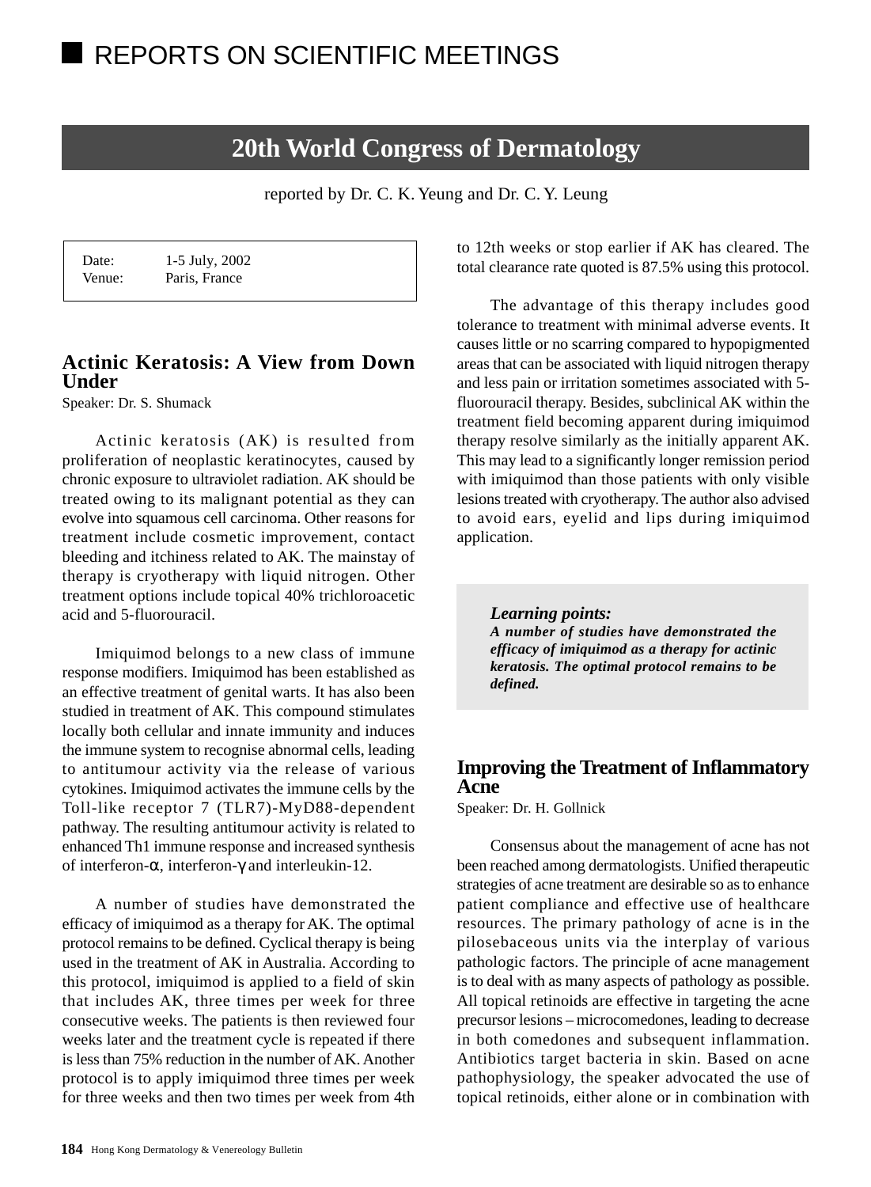# REPORTS ON SCIENTIFIC MEETINGS

## 20th World Congress of Dermatology

reported by Dr. C. K. Yeung and Dr. C. Y. Leung

Date: 1-5 July, 2002
Venue: Paris, France

### Actinic Keratosis: A View from Down Under

Speaker: Dr. S. Shumack

Actinic keratosis (AK) is resulted from proliferation of neoplastic keratinocytes, caused by chronic exposure to ultraviolet radiation. AK should be treated owing to its malignant potential as they can evolve into squamous cell carcinoma. Other reasons for treatment include cosmetic improvement, contact bleeding and itchiness related to AK. The mainstay of therapy is cryotherapy with liquid nitrogen. Other treatment options include topical 40% trichloroacetic acid and 5-fluorouracil.

Imiquimod belongs to a new class of immune response modifiers. Imiquimod has been established as an effective treatment of genital warts. It has also been studied in treatment of AK. This compound stimulates locally both cellular and innate immunity and induces the immune system to recognise abnormal cells, leading to antitumour activity via the release of various cytokines. Imiquimod activates the immune cells by the Toll-like receptor 7 (TLR7)-MyD88-dependent pathway. The resulting antitumour activity is related to enhanced Th1 immune response and increased synthesis of interferon-α, interferon-γ and interleukin-12.

A number of studies have demonstrated the efficacy of imiquimod as a therapy for AK. The optimal protocol remains to be defined. Cyclical therapy is being used in the treatment of AK in Australia. According to this protocol, imiquimod is applied to a field of skin that includes AK, three times per week for three consecutive weeks. The patients is then reviewed four weeks later and the treatment cycle is repeated if there is less than 75% reduction in the number of AK. Another protocol is to apply imiquimod three times per week for three weeks and then two times per week from 4th to 12th weeks or stop earlier if AK has cleared. The total clearance rate quoted is 87.5% using this protocol.

The advantage of this therapy includes good tolerance to treatment with minimal adverse events. It causes little or no scarring compared to hypopigmented areas that can be associated with liquid nitrogen therapy and less pain or irritation sometimes associated with 5-fluorouracil therapy. Besides, subclinical AK within the treatment field becoming apparent during imiquimod therapy resolve similarly as the initially apparent AK. This may lead to a significantly longer remission period with imiquimod than those patients with only visible lesions treated with cryotherapy. The author also advised to avoid ears, eyelid and lips during imiquimod application.

> ***Learning points:***
> ***A number of studies have demonstrated the efficacy of imiquimod as a therapy for actinic keratosis. The optimal protocol remains to be defined.***

### Improving the Treatment of Inflammatory Acne

Speaker: Dr. H. Gollnick

Consensus about the management of acne has not been reached among dermatologists. Unified therapeutic strategies of acne treatment are desirable so as to enhance patient compliance and effective use of healthcare resources. The primary pathology of acne is in the pilosebaceous units via the interplay of various pathologic factors. The principle of acne management is to deal with as many aspects of pathology as possible. All topical retinoids are effective in targeting the acne precursor lesions – microcomedones, leading to decrease in both comedones and subsequent inflammation. Antibiotics target bacteria in skin. Based on acne pathophysiology, the speaker advocated the use of topical retinoids, either alone or in combination with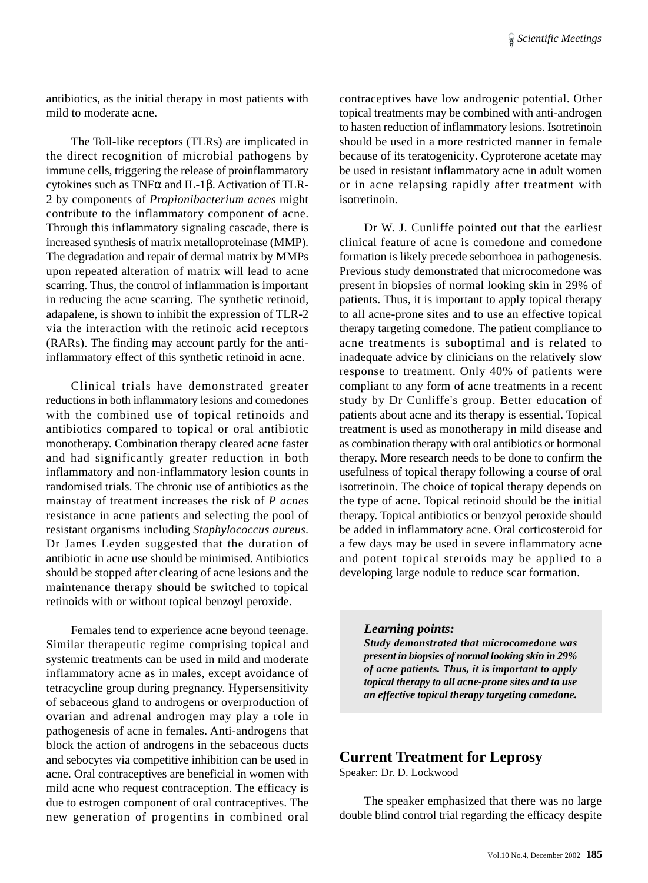antibiotics, as the initial therapy in most patients with mild to moderate acne.

The Toll-like receptors (TLRs) are implicated in the direct recognition of microbial pathogens by immune cells, triggering the release of proinflammatory cytokines such as TNF$\alpha$ and IL-1$\beta$. Activation of TLR-2 by components of *Propionibacterium acnes* might contribute to the inflammatory component of acne. Through this inflammatory signaling cascade, there is increased synthesis of matrix metalloproteinase (MMP). The degradation and repair of dermal matrix by MMPs upon repeated alteration of matrix will lead to acne scarring. Thus, the control of inflammation is important in reducing the acne scarring. The synthetic retinoid, adapalene, is shown to inhibit the expression of TLR-2 via the interaction with the retinoic acid receptors (RARs). The finding may account partly for the anti-inflammatory effect of this synthetic retinoid in acne.

Clinical trials have demonstrated greater reductions in both inflammatory lesions and comedones with the combined use of topical retinoids and antibiotics compared to topical or oral antibiotic monotherapy. Combination therapy cleared acne faster and had significantly greater reduction in both inflammatory and non-inflammatory lesion counts in randomised trials. The chronic use of antibiotics as the mainstay of treatment increases the risk of *P acnes* resistance in acne patients and selecting the pool of resistant organisms including *Staphylococcus aureus*. Dr James Leyden suggested that the duration of antibiotic in acne use should be minimised. Antibiotics should be stopped after clearing of acne lesions and the maintenance therapy should be switched to topical retinoids with or without topical benzoyl peroxide.

Females tend to experience acne beyond teenage. Similar therapeutic regime comprising topical and systemic treatments can be used in mild and moderate inflammatory acne as in males, except avoidance of tetracycline group during pregnancy. Hypersensitivity of sebaceous gland to androgens or overproduction of ovarian and adrenal androgen may play a role in pathogenesis of acne in females. Anti-androgens that block the action of androgens in the sebaceous ducts and sebocytes via competitive inhibition can be used in acne. Oral contraceptives are beneficial in women with mild acne who request contraception. The efficacy is due to estrogen component of oral contraceptives. The new generation of progentins in combined oral contraceptives have low androgenic potential. Other topical treatments may be combined with anti-androgen to hasten reduction of inflammatory lesions. Isotretinoin should be used in a more restricted manner in female because of its teratogenicity. Cyproterone acetate may be used in resistant inflammatory acne in adult women or in acne relapsing rapidly after treatment with isotretinoin.

Dr W. J. Cunliffe pointed out that the earliest clinical feature of acne is comedone and comedone formation is likely precede seborrhoea in pathogenesis. Previous study demonstrated that microcomedone was present in biopsies of normal looking skin in 29% of patients. Thus, it is important to apply topical therapy to all acne-prone sites and to use an effective topical therapy targeting comedone. The patient compliance to acne treatments is suboptimal and is related to inadequate advice by clinicians on the relatively slow response to treatment. Only 40% of patients were compliant to any form of acne treatments in a recent study by Dr Cunliffe's group. Better education of patients about acne and its therapy is essential. Topical treatment is used as monotherapy in mild disease and as combination therapy with oral antibiotics or hormonal therapy. More research needs to be done to confirm the usefulness of topical therapy following a course of oral isotretinoin. The choice of topical therapy depends on the type of acne. Topical retinoid should be the initial therapy. Topical antibiotics or benzyol peroxide should be added in inflammatory acne. Oral corticosteroid for a few days may be used in severe inflammatory acne and potent topical steroids may be applied to a developing large nodule to reduce scar formation.

> ***Learning points:***
> ***Study demonstrated that microcomedone was present in biopsies of normal looking skin in 29% of acne patients. Thus, it is important to apply topical therapy to all acne-prone sites and to use an effective topical therapy targeting comedone.***

## Current Treatment for Leprosy

Speaker: Dr. D. Lockwood

The speaker emphasized that there was no large double blind control trial regarding the efficacy despite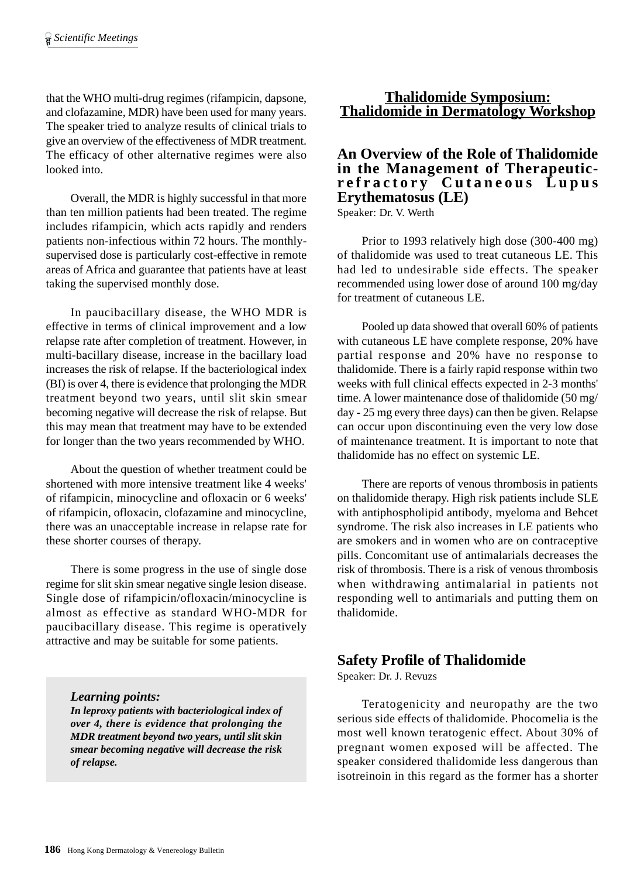that the WHO multi-drug regimes (rifampicin, dapsone, and clofazamine, MDR) have been used for many years. The speaker tried to analyze results of clinical trials to give an overview of the effectiveness of MDR treatment. The efficacy of other alternative regimes were also looked into.

Overall, the MDR is highly successful in that more than ten million patients had been treated. The regime includes rifampicin, which acts rapidly and renders patients non-infectious within 72 hours. The monthly-supervised dose is particularly cost-effective in remote areas of Africa and guarantee that patients have at least taking the supervised monthly dose.

In paucibacillary disease, the WHO MDR is effective in terms of clinical improvement and a low relapse rate after completion of treatment. However, in multi-bacillary disease, increase in the bacillary load increases the risk of relapse. If the bacteriological index (BI) is over 4, there is evidence that prolonging the MDR treatment beyond two years, until slit skin smear becoming negative will decrease the risk of relapse. But this may mean that treatment may have to be extended for longer than the two years recommended by WHO.

About the question of whether treatment could be shortened with more intensive treatment like 4 weeks' of rifampicin, minocycline and ofloxacin or 6 weeks' of rifampicin, ofloxacin, clofazamine and minocycline, there was an unacceptable increase in relapse rate for these shorter courses of therapy.

There is some progress in the use of single dose regime for slit skin smear negative single lesion disease. Single dose of rifampicin/ofloxacin/minocycline is almost as effective as standard WHO-MDR for paucibacillary disease. This regime is operatively attractive and may be suitable for some patients.

> ***Learning points:***
> ***In leproxy patients with bacteriological index of over 4, there is evidence that prolonging the MDR treatment beyond two years, until slit skin smear becoming negative will decrease the risk of relapse.***

## Thalidomide Symposium: Thalidomide in Dermatology Workshop

### An Overview of the Role of Thalidomide in the Management of Therapeutic-refractory Cutaneous Lupus Erythematosus (LE)

Speaker: Dr. V. Werth

Prior to 1993 relatively high dose (300-400 mg) of thalidomide was used to treat cutaneous LE. This had led to undesirable side effects. The speaker recommended using lower dose of around 100 mg/day for treatment of cutaneous LE.

Pooled up data showed that overall 60% of patients with cutaneous LE have complete response, 20% have partial response and 20% have no response to thalidomide. There is a fairly rapid response within two weeks with full clinical effects expected in 2-3 months' time. A lower maintenance dose of thalidomide (50 mg/day - 25 mg every three days) can then be given. Relapse can occur upon discontinuing even the very low dose of maintenance treatment. It is important to note that thalidomide has no effect on systemic LE.

There are reports of venous thrombosis in patients on thalidomide therapy. High risk patients include SLE with antiphospholipid antibody, myeloma and Behcet syndrome. The risk also increases in LE patients who are smokers and in women who are on contraceptive pills. Concomitant use of antimalarials decreases the risk of thrombosis. There is a risk of venous thrombosis when withdrawing antimalarial in patients not responding well to antimarials and putting them on thalidomide.

### Safety Profile of Thalidomide

Speaker: Dr. J. Revuzs

Teratogenicity and neuropathy are the two serious side effects of thalidomide. Phocomelia is the most well known teratogenic effect. About 30% of pregnant women exposed will be affected. The speaker considered thalidomide less dangerous than isotreinoin in this regard as the former has a shorter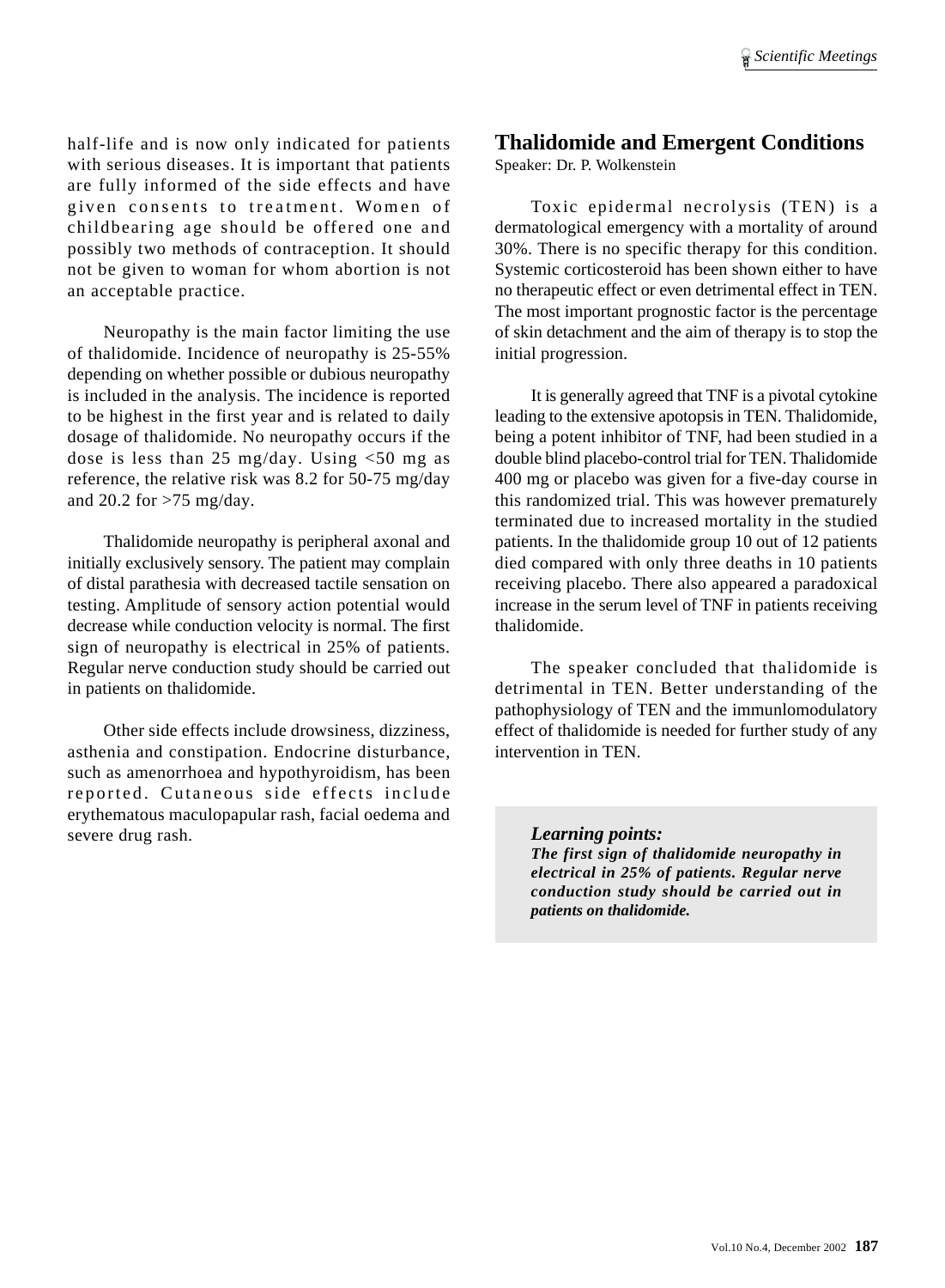half-life and is now only indicated for patients with serious diseases. It is important that patients are fully informed of the side effects and have given consents to treatment. Women of childbearing age should be offered one and possibly two methods of contraception. It should not be given to woman for whom abortion is not an acceptable practice.

Neuropathy is the main factor limiting the use of thalidomide. Incidence of neuropathy is 25-55% depending on whether possible or dubious neuropathy is included in the analysis. The incidence is reported to be highest in the first year and is related to daily dosage of thalidomide. No neuropathy occurs if the dose is less than 25 mg/day. Using <50 mg as reference, the relative risk was 8.2 for 50-75 mg/day and 20.2 for >75 mg/day.

Thalidomide neuropathy is peripheral axonal and initially exclusively sensory. The patient may complain of distal parathesia with decreased tactile sensation on testing. Amplitude of sensory action potential would decrease while conduction velocity is normal. The first sign of neuropathy is electrical in 25% of patients. Regular nerve conduction study should be carried out in patients on thalidomide.

Other side effects include drowsiness, dizziness, asthenia and constipation. Endocrine disturbance, such as amenorrhoea and hypothyroidism, has been reported. Cutaneous side effects include erythematous maculopapular rash, facial oedema and severe drug rash.

## Thalidomide and Emergent Conditions

Speaker: Dr. P. Wolkenstein

Toxic epidermal necrolysis (TEN) is a dermatological emergency with a mortality of around 30%. There is no specific therapy for this condition. Systemic corticosteroid has been shown either to have no therapeutic effect or even detrimental effect in TEN. The most important prognostic factor is the percentage of skin detachment and the aim of therapy is to stop the initial progression.

It is generally agreed that TNF is a pivotal cytokine leading to the extensive apoptosis in TEN. Thalidomide, being a potent inhibitor of TNF, had been studied in a double blind placebo-control trial for TEN. Thalidomide 400 mg or placebo was given for a five-day course in this randomized trial. This was however prematurely terminated due to increased mortality in the studied patients. In the thalidomide group 10 out of 12 patients died compared with only three deaths in 10 patients receiving placebo. There also appeared a paradoxical increase in the serum level of TNF in patients receiving thalidomide.

The speaker concluded that thalidomide is detrimental in TEN. Better understanding of the pathophysiology of TEN and the immunlomodulatory effect of thalidomide is needed for further study of any intervention in TEN.

***Learning points:***
***The first sign of thalidomide neuropathy in electrical in 25% of patients. Regular nerve conduction study should be carried out in patients on thalidomide.***